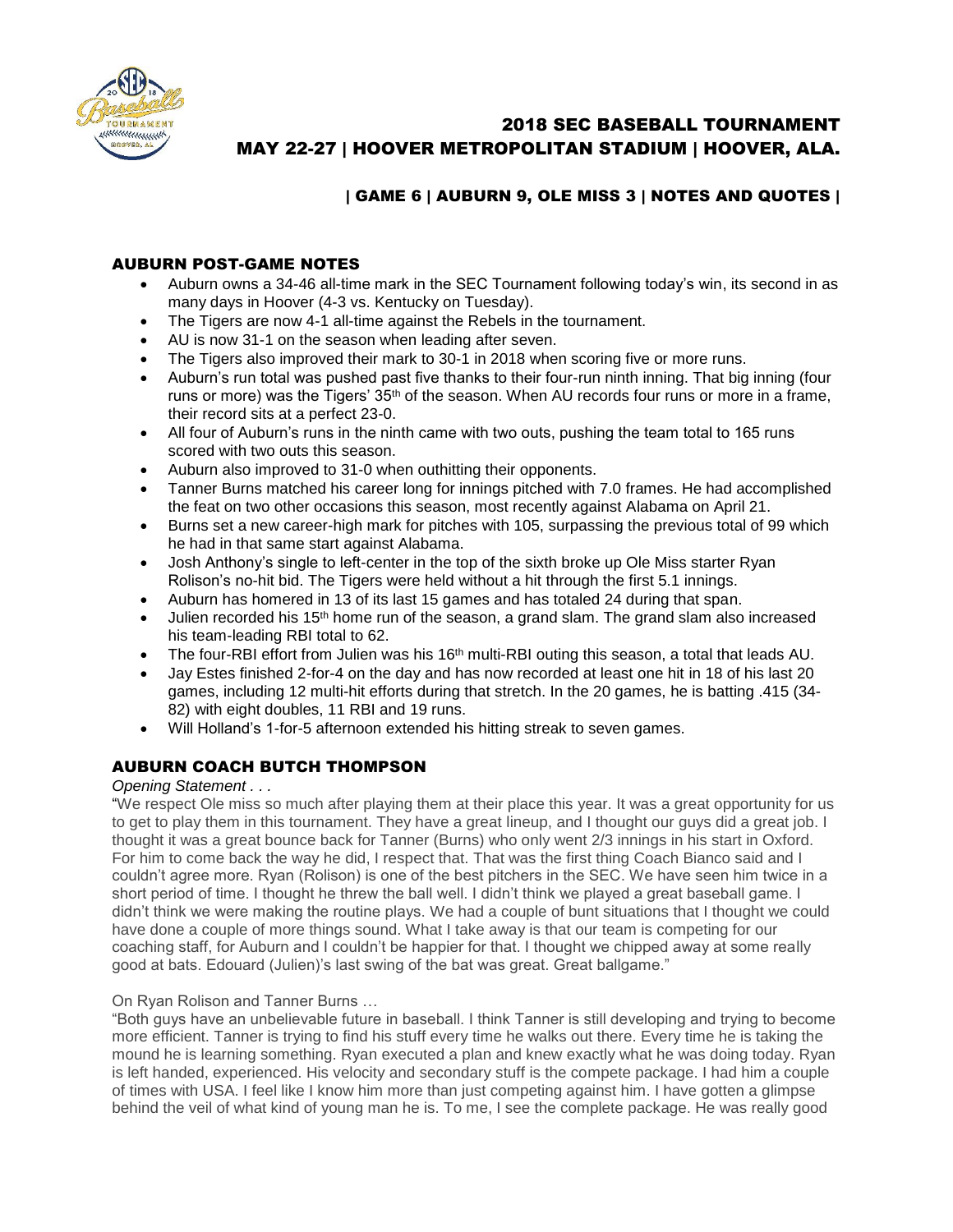# 2018 SEC BASEBALL TOURNAMENT
# MAY 22-27 | HOOVER METROPOLITAN STADIUM | HOOVER, ALA.

## | GAME 6 | AUBURN 9, OLE MISS 3 | NOTES AND QUOTES |

### AUBURN POST-GAME NOTES

- Auburn owns a 34-46 all-time mark in the SEC Tournament following today's win, its second in as many days in Hoover (4-3 vs. Kentucky on Tuesday).
- The Tigers are now 4-1 all-time against the Rebels in the tournament.
- AU is now 31-1 on the season when leading after seven.
- The Tigers also improved their mark to 30-1 in 2018 when scoring five or more runs.
- Auburn's run total was pushed past five thanks to their four-run ninth inning. That big inning (four runs or more) was the Tigers' 35th of the season. When AU records four runs or more in a frame, their record sits at a perfect 23-0.
- All four of Auburn's runs in the ninth came with two outs, pushing the team total to 165 runs scored with two outs this season.
- Auburn also improved to 31-0 when outhitting their opponents.
- Tanner Burns matched his career long for innings pitched with 7.0 frames. He had accomplished the feat on two other occasions this season, most recently against Alabama on April 21.
- Burns set a new career-high mark for pitches with 105, surpassing the previous total of 99 which he had in that same start against Alabama.
- Josh Anthony's single to left-center in the top of the sixth broke up Ole Miss starter Ryan Rolison's no-hit bid. The Tigers were held without a hit through the first 5.1 innings.
- Auburn has homered in 13 of its last 15 games and has totaled 24 during that span.
- Julien recorded his 15th home run of the season, a grand slam. The grand slam also increased his team-leading RBI total to 62.
- The four-RBI effort from Julien was his 16th multi-RBI outing this season, a total that leads AU.
- Jay Estes finished 2-for-4 on the day and has now recorded at least one hit in 18 of his last 20 games, including 12 multi-hit efforts during that stretch. In the 20 games, he is batting .415 (34-82) with eight doubles, 11 RBI and 19 runs.
- Will Holland's 1-for-5 afternoon extended his hitting streak to seven games.

### AUBURN COACH BUTCH THOMPSON

*Opening Statement . . .*

"We respect Ole miss so much after playing them at their place this year. It was a great opportunity for us to get to play them in this tournament. They have a great lineup, and I thought our guys did a great job. I thought it was a great bounce back for Tanner (Burns) who only went 2/3 innings in his start in Oxford. For him to come back the way he did, I respect that. That was the first thing Coach Bianco said and I couldn't agree more. Ryan (Rolison) is one of the best pitchers in the SEC. We have seen him twice in a short period of time. I thought he threw the ball well. I didn't think we played a great baseball game. I didn't think we were making the routine plays. We had a couple of bunt situations that I thought we could have done a couple of more things sound. What I take away is that our team is competing for our coaching staff, for Auburn and I couldn't be happier for that. I thought we chipped away at some really good at bats. Edouard (Julien)'s last swing of the bat was great. Great ballgame."

On Ryan Rolison and Tanner Burns …

"Both guys have an unbelievable future in baseball. I think Tanner is still developing and trying to become more efficient. Tanner is trying to find his stuff every time he walks out there. Every time he is taking the mound he is learning something. Ryan executed a plan and knew exactly what he was doing today. Ryan is left handed, experienced. His velocity and secondary stuff is the compete package. I had him a couple of times with USA. I feel like I know him more than just competing against him. I have gotten a glimpse behind the veil of what kind of young man he is. To me, I see the complete package. He was really good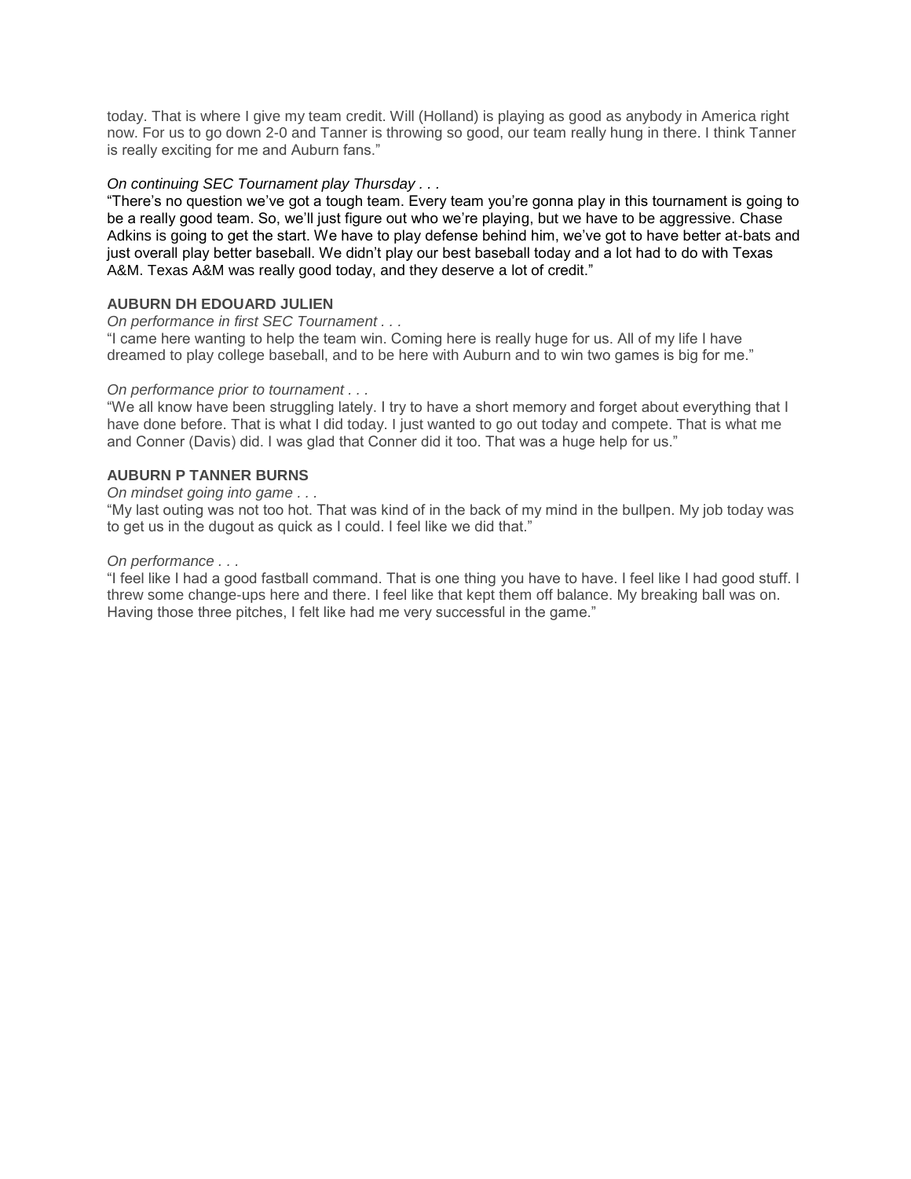today. That is where I give my team credit. Will (Holland) is playing as good as anybody in America right now. For us to go down 2-0 and Tanner is throwing so good, our team really hung in there. I think Tanner is really exciting for me and Auburn fans."

*On continuing SEC Tournament play Thursday . . .*

"There's no question we've got a tough team. Every team you're gonna play in this tournament is going to be a really good team. So, we'll just figure out who we're playing, but we have to be aggressive. Chase Adkins is going to get the start. We have to play defense behind him, we've got to have better at-bats and just overall play better baseball. We didn't play our best baseball today and a lot had to do with Texas A&M. Texas A&M was really good today, and they deserve a lot of credit."

**AUBURN DH EDOUARD JULIEN**

*On performance in first SEC Tournament . . .*

"I came here wanting to help the team win. Coming here is really huge for us. All of my life I have dreamed to play college baseball, and to be here with Auburn and to win two games is big for me."

*On performance prior to tournament . . .*

"We all know have been struggling lately. I try to have a short memory and forget about everything that I have done before. That is what I did today. I just wanted to go out today and compete. That is what me and Conner (Davis) did. I was glad that Conner did it too. That was a huge help for us."

**AUBURN P TANNER BURNS**

*On mindset going into game . . .*

"My last outing was not too hot. That was kind of in the back of my mind in the bullpen. My job today was to get us in the dugout as quick as I could. I feel like we did that."

*On performance . . .*

"I feel like I had a good fastball command. That is one thing you have to have. I feel like I had good stuff. I threw some change-ups here and there. I feel like that kept them off balance. My breaking ball was on. Having those three pitches, I felt like had me very successful in the game."